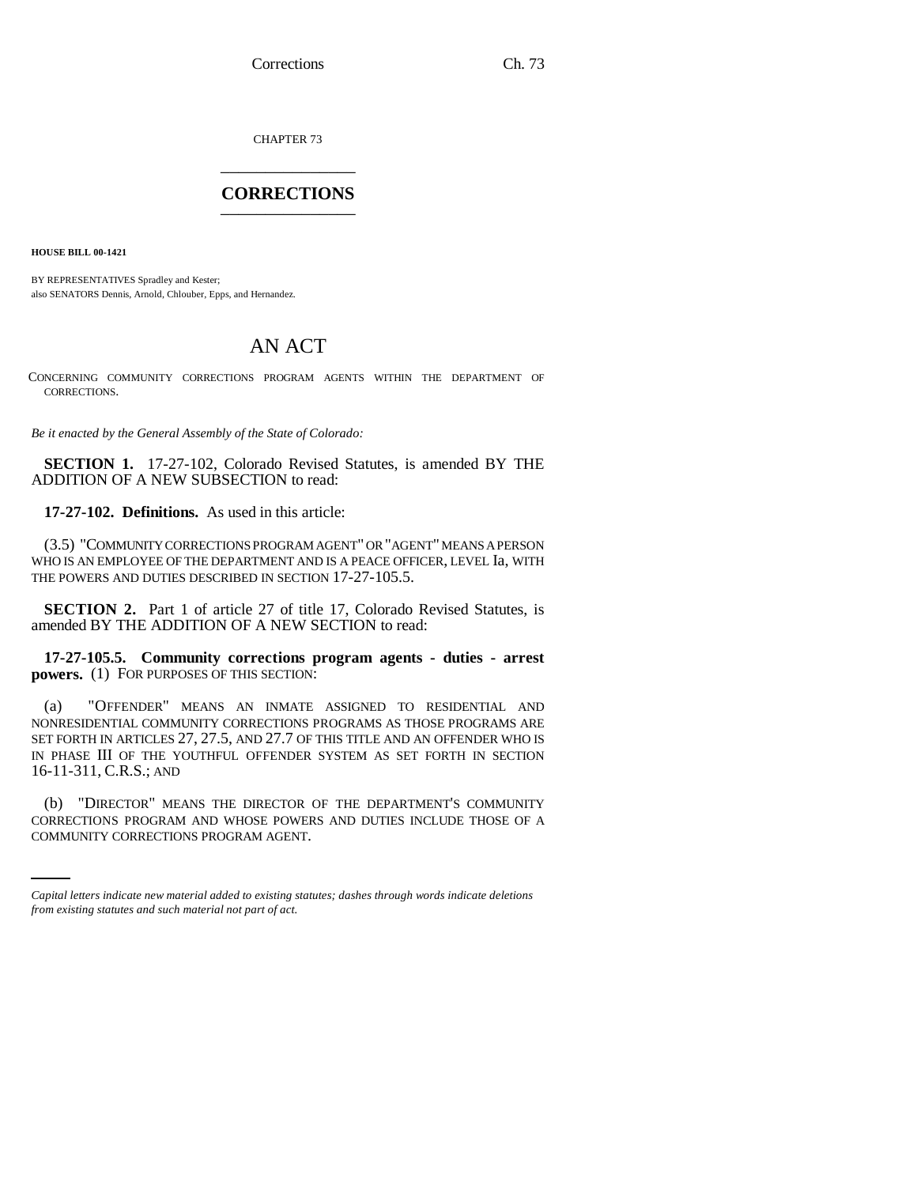CHAPTER 73

## CORRECTIONS

**HOUSE BILL 00-1421**

BY REPRESENTATIVES Spradley and Kester;
also SENATORS Dennis, Arnold, Chlouber, Epps, and Hernandez.

# AN ACT

CONCERNING COMMUNITY CORRECTIONS PROGRAM AGENTS WITHIN THE DEPARTMENT OF CORRECTIONS.

*Be it enacted by the General Assembly of the State of Colorado:*

**SECTION 1.** 17-27-102, Colorado Revised Statutes, is amended BY THE ADDITION OF A NEW SUBSECTION to read:

**17-27-102. Definitions.** As used in this article:

(3.5) "COMMUNITY CORRECTIONS PROGRAM AGENT" OR "AGENT" MEANS A PERSON WHO IS AN EMPLOYEE OF THE DEPARTMENT AND IS A PEACE OFFICER, LEVEL Ia, WITH THE POWERS AND DUTIES DESCRIBED IN SECTION 17-27-105.5.

**SECTION 2.** Part 1 of article 27 of title 17, Colorado Revised Statutes, is amended BY THE ADDITION OF A NEW SECTION to read:

**17-27-105.5. Community corrections program agents - duties - arrest powers.** (1) FOR PURPOSES OF THIS SECTION:

(a) "OFFENDER" MEANS AN INMATE ASSIGNED TO RESIDENTIAL AND NONRESIDENTIAL COMMUNITY CORRECTIONS PROGRAMS AS THOSE PROGRAMS ARE SET FORTH IN ARTICLES 27, 27.5, AND 27.7 OF THIS TITLE AND AN OFFENDER WHO IS IN PHASE III OF THE YOUTHFUL OFFENDER SYSTEM AS SET FORTH IN SECTION 16-11-311, C.R.S.; AND

(b) "DIRECTOR" MEANS THE DIRECTOR OF THE DEPARTMENT'S COMMUNITY CORRECTIONS PROGRAM AND WHOSE POWERS AND DUTIES INCLUDE THOSE OF A COMMUNITY CORRECTIONS PROGRAM AGENT.

*Capital letters indicate new material added to existing statutes; dashes through words indicate deletions from existing statutes and such material not part of act.*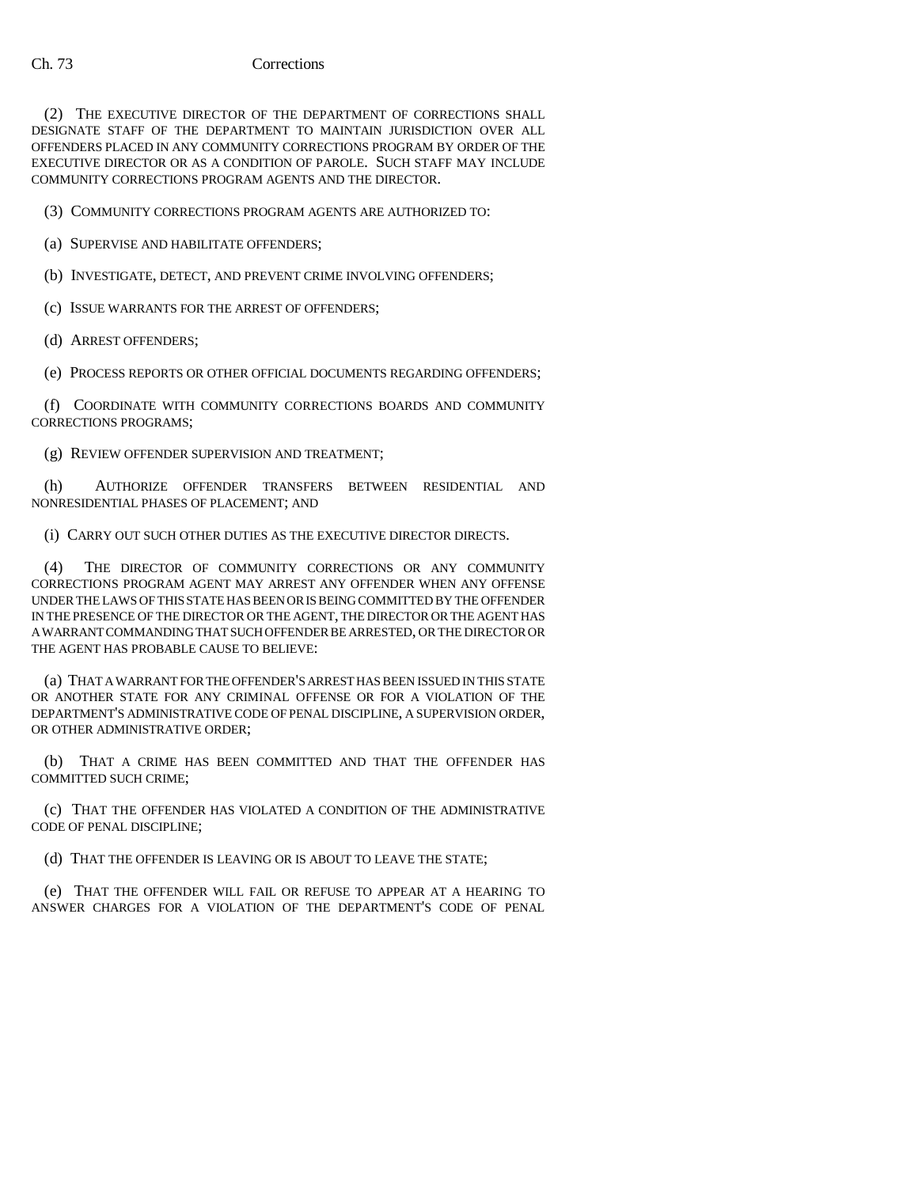(2) THE EXECUTIVE DIRECTOR OF THE DEPARTMENT OF CORRECTIONS SHALL DESIGNATE STAFF OF THE DEPARTMENT TO MAINTAIN JURISDICTION OVER ALL OFFENDERS PLACED IN ANY COMMUNITY CORRECTIONS PROGRAM BY ORDER OF THE EXECUTIVE DIRECTOR OR AS A CONDITION OF PAROLE. SUCH STAFF MAY INCLUDE COMMUNITY CORRECTIONS PROGRAM AGENTS AND THE DIRECTOR.

(3) COMMUNITY CORRECTIONS PROGRAM AGENTS ARE AUTHORIZED TO:

(a) SUPERVISE AND HABILITATE OFFENDERS;

(b) INVESTIGATE, DETECT, AND PREVENT CRIME INVOLVING OFFENDERS;

(c) ISSUE WARRANTS FOR THE ARREST OF OFFENDERS;

(d) ARREST OFFENDERS;

(e) PROCESS REPORTS OR OTHER OFFICIAL DOCUMENTS REGARDING OFFENDERS;

(f) COORDINATE WITH COMMUNITY CORRECTIONS BOARDS AND COMMUNITY CORRECTIONS PROGRAMS;

(g) REVIEW OFFENDER SUPERVISION AND TREATMENT;

(h) AUTHORIZE OFFENDER TRANSFERS BETWEEN RESIDENTIAL AND NONRESIDENTIAL PHASES OF PLACEMENT; AND

(i) CARRY OUT SUCH OTHER DUTIES AS THE EXECUTIVE DIRECTOR DIRECTS.

(4) THE DIRECTOR OF COMMUNITY CORRECTIONS OR ANY COMMUNITY CORRECTIONS PROGRAM AGENT MAY ARREST ANY OFFENDER WHEN ANY OFFENSE UNDER THE LAWS OF THIS STATE HAS BEEN OR IS BEING COMMITTED BY THE OFFENDER IN THE PRESENCE OF THE DIRECTOR OR THE AGENT, THE DIRECTOR OR THE AGENT HAS A WARRANT COMMANDING THAT SUCH OFFENDER BE ARRESTED, OR THE DIRECTOR OR THE AGENT HAS PROBABLE CAUSE TO BELIEVE:

(a) THAT A WARRANT FOR THE OFFENDER'S ARREST HAS BEEN ISSUED IN THIS STATE OR ANOTHER STATE FOR ANY CRIMINAL OFFENSE OR FOR A VIOLATION OF THE DEPARTMENT'S ADMINISTRATIVE CODE OF PENAL DISCIPLINE, A SUPERVISION ORDER, OR OTHER ADMINISTRATIVE ORDER;

(b) THAT A CRIME HAS BEEN COMMITTED AND THAT THE OFFENDER HAS COMMITTED SUCH CRIME;

(c) THAT THE OFFENDER HAS VIOLATED A CONDITION OF THE ADMINISTRATIVE CODE OF PENAL DISCIPLINE;

(d) THAT THE OFFENDER IS LEAVING OR IS ABOUT TO LEAVE THE STATE;

(e) THAT THE OFFENDER WILL FAIL OR REFUSE TO APPEAR AT A HEARING TO ANSWER CHARGES FOR A VIOLATION OF THE DEPARTMENT'S CODE OF PENAL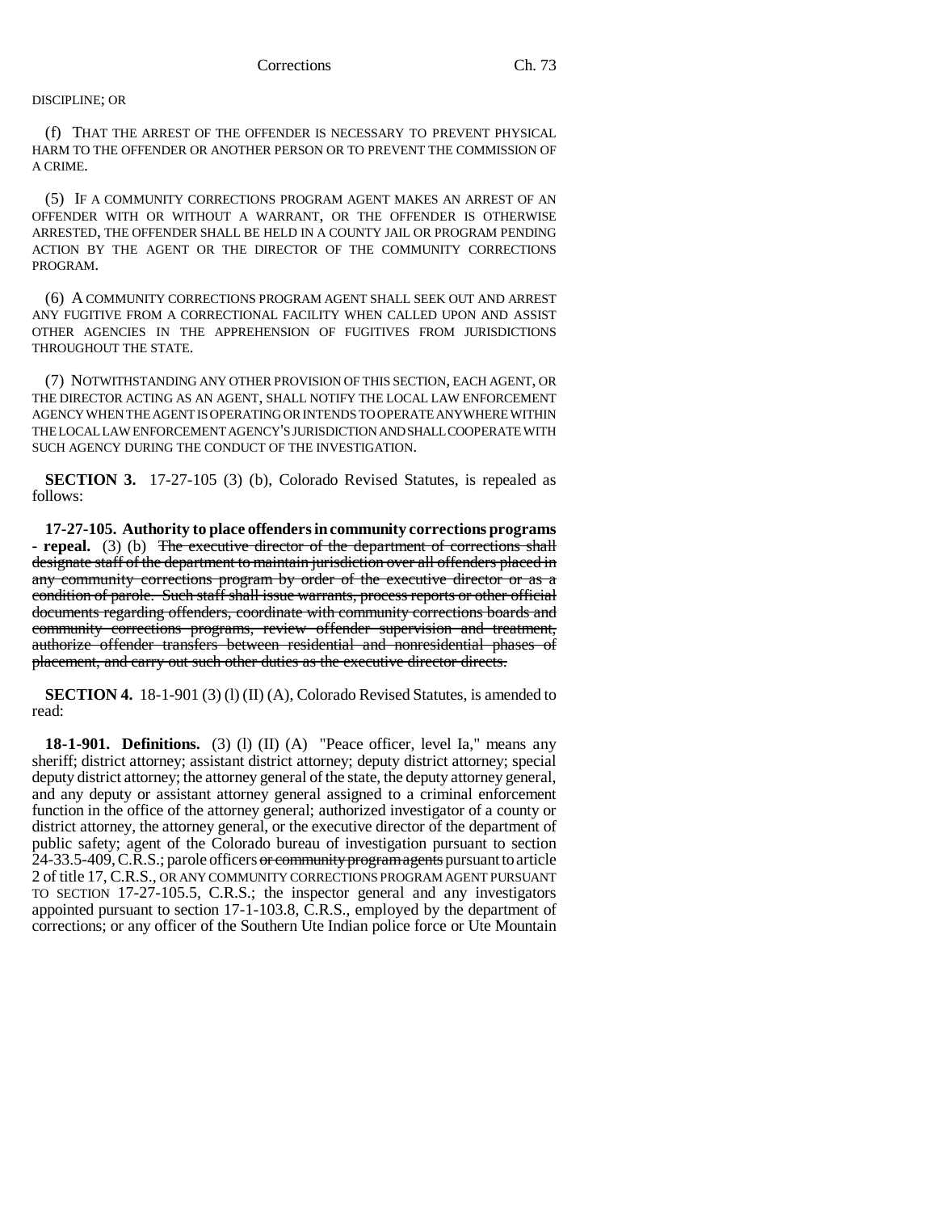DISCIPLINE; OR

(f) THAT THE ARREST OF THE OFFENDER IS NECESSARY TO PREVENT PHYSICAL HARM TO THE OFFENDER OR ANOTHER PERSON OR TO PREVENT THE COMMISSION OF A CRIME.

(5) IF A COMMUNITY CORRECTIONS PROGRAM AGENT MAKES AN ARREST OF AN OFFENDER WITH OR WITHOUT A WARRANT, OR THE OFFENDER IS OTHERWISE ARRESTED, THE OFFENDER SHALL BE HELD IN A COUNTY JAIL OR PROGRAM PENDING ACTION BY THE AGENT OR THE DIRECTOR OF THE COMMUNITY CORRECTIONS PROGRAM.

(6) A COMMUNITY CORRECTIONS PROGRAM AGENT SHALL SEEK OUT AND ARREST ANY FUGITIVE FROM A CORRECTIONAL FACILITY WHEN CALLED UPON AND ASSIST OTHER AGENCIES IN THE APPREHENSION OF FUGITIVES FROM JURISDICTIONS THROUGHOUT THE STATE.

(7) NOTWITHSTANDING ANY OTHER PROVISION OF THIS SECTION, EACH AGENT, OR THE DIRECTOR ACTING AS AN AGENT, SHALL NOTIFY THE LOCAL LAW ENFORCEMENT AGENCY WHEN THE AGENT IS OPERATING OR INTENDS TO OPERATE ANYWHERE WITHIN THE LOCAL LAW ENFORCEMENT AGENCY'S JURISDICTION AND SHALL COOPERATE WITH SUCH AGENCY DURING THE CONDUCT OF THE INVESTIGATION.

**SECTION 3.** 17-27-105 (3) (b), Colorado Revised Statutes, is repealed as follows:

**17-27-105. Authority to place offenders in community corrections programs - repeal.** (3) (b) ~~The executive director of the department of corrections shall designate staff of the department to maintain jurisdiction over all offenders placed in any community corrections program by order of the executive director or as a condition of parole. Such staff shall issue warrants, process reports or other official documents regarding offenders, coordinate with community corrections boards and community corrections programs, review offender supervision and treatment, authorize offender transfers between residential and nonresidential phases of placement, and carry out such other duties as the executive director directs.~~

**SECTION 4.** 18-1-901 (3) (l) (II) (A), Colorado Revised Statutes, is amended to read:

**18-1-901. Definitions.** (3) (l) (II) (A) "Peace officer, level Ia," means any sheriff; district attorney; assistant district attorney; deputy district attorney; special deputy district attorney; the attorney general of the state, the deputy attorney general, and any deputy or assistant attorney general assigned to a criminal enforcement function in the office of the attorney general; authorized investigator of a county or district attorney, the attorney general, or the executive director of the department of public safety; agent of the Colorado bureau of investigation pursuant to section 24-33.5-409, C.R.S.; parole officers ~~or community program agents~~ pursuant to article 2 of title 17, C.R.S., OR ANY COMMUNITY CORRECTIONS PROGRAM AGENT PURSUANT TO SECTION 17-27-105.5, C.R.S.; the inspector general and any investigators appointed pursuant to section 17-1-103.8, C.R.S., employed by the department of corrections; or any officer of the Southern Ute Indian police force or Ute Mountain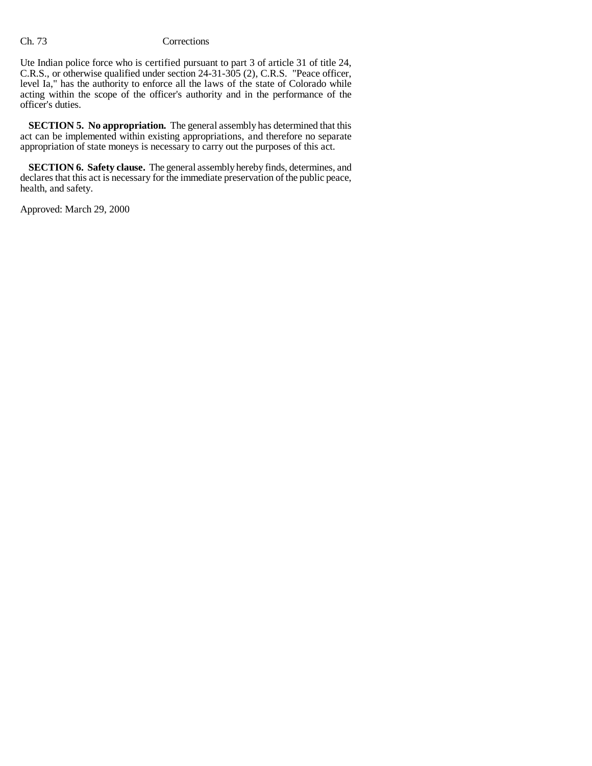Ute Indian police force who is certified pursuant to part 3 of article 31 of title 24, C.R.S., or otherwise qualified under section 24-31-305 (2), C.R.S. "Peace officer, level Ia," has the authority to enforce all the laws of the state of Colorado while acting within the scope of the officer's authority and in the performance of the officer's duties.

**SECTION 5. No appropriation.** The general assembly has determined that this act can be implemented within existing appropriations, and therefore no separate appropriation of state moneys is necessary to carry out the purposes of this act.

**SECTION 6. Safety clause.** The general assembly hereby finds, determines, and declares that this act is necessary for the immediate preservation of the public peace, health, and safety.

Approved: March 29, 2000